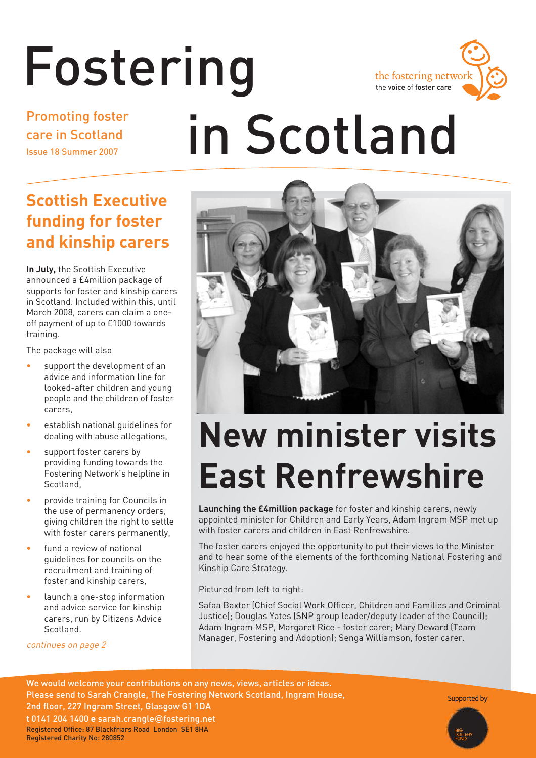# Fostering in Scotland

Promoting foster care in Scotland

Issue 18 Summer 2007

the fostering network
the voice of foster care

## Scottish Executive funding for foster and kinship carers

**In July,** the Scottish Executive announced a £4million package of supports for foster and kinship carers in Scotland. Included within this, until March 2008, carers can claim a one-off payment of up to £1000 towards training.

The package will also

- support the development of an advice and information line for looked-after children and young people and the children of foster carers,
- establish national guidelines for dealing with abuse allegations,
- support foster carers by providing funding towards the Fostering Network's helpline in Scotland,
- provide training for Councils in the use of permanency orders, giving children the right to settle with foster carers permanently,
- fund a review of national guidelines for councils on the recruitment and training of foster and kinship carers,
- launch a one-stop information and advice service for kinship carers, run by Citizens Advice Scotland.

*continues on page 2*

## New minister visits East Renfrewshire

**Launching the £4million package** for foster and kinship carers, newly appointed minister for Children and Early Years, Adam Ingram MSP met up with foster carers and children in East Renfrewshire.

The foster carers enjoyed the opportunity to put their views to the Minister and to hear some of the elements of the forthcoming National Fostering and Kinship Care Strategy.

Pictured from left to right:

Safaa Baxter (Chief Social Work Officer, Children and Families and Criminal Justice); Douglas Yates (SNP group leader/deputy leader of the Council); Adam Ingram MSP, Margaret Rice - foster carer; Mary Deward (Team Manager, Fostering and Adoption); Senga Williamson, foster carer.

We would welcome your contributions on any news, views, articles or ideas. Please send to Sarah Crangle, The Fostering Network Scotland, Ingram House, 2nd floor, 227 Ingram Street, Glasgow G1 1DA
**t** 0141 204 1400 **e** sarah.crangle@fostering.net
Registered Office: 87 Blackfriars Road London SE1 8HA
Registered Charity No: 280852

Supported by Big Lottery Fund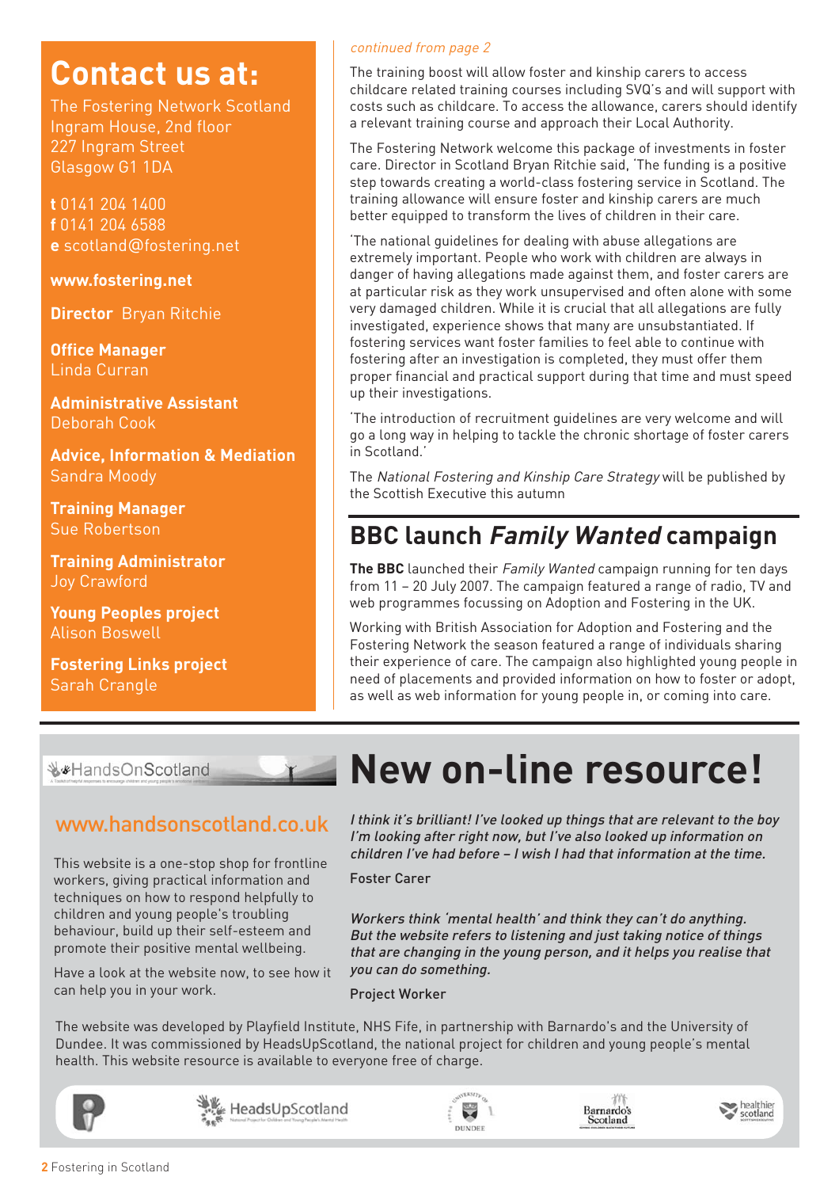# Contact us at:

The Fostering Network Scotland
Ingram House, 2nd floor
227 Ingram Street
Glasgow G1 1DA

**t** 0141 204 1400
**f** 0141 204 6588
**e** scotland@fostering.net

**www.fostering.net**

**Director** Bryan Ritchie

**Office Manager**
Linda Curran

**Administrative Assistant**
Deborah Cook

**Advice, Information & Mediation**
Sandra Moody

**Training Manager**
Sue Robertson

**Training Administrator**
Joy Crawford

**Young Peoples project**
Alison Boswell

**Fostering Links project**
Sarah Crangle

*continued from page 2*

The training boost will allow foster and kinship carers to access childcare related training courses including SVQ's and will support with costs such as childcare. To access the allowance, carers should identify a relevant training course and approach their Local Authority.

The Fostering Network welcome this package of investments in foster care. Director in Scotland Bryan Ritchie said, 'The funding is a positive step towards creating a world-class fostering service in Scotland. The training allowance will ensure foster and kinship carers are much better equipped to transform the lives of children in their care.

'The national guidelines for dealing with abuse allegations are extremely important. People who work with children are always in danger of having allegations made against them, and foster carers are at particular risk as they work unsupervised and often alone with some very damaged children. While it is crucial that all allegations are fully investigated, experience shows that many are unsubstantiated. If fostering services want foster families to feel able to continue with fostering after an investigation is completed, they must offer them proper financial and practical support during that time and must speed up their investigations.

'The introduction of recruitment guidelines are very welcome and will go a long way in helping to tackle the chronic shortage of foster carers in Scotland.'

The *National Fostering and Kinship Care Strategy* will be published by the Scottish Executive this autumn

## BBC launch *Family Wanted* campaign

**The BBC** launched their *Family Wanted* campaign running for ten days from 11 – 20 July 2007. The campaign featured a range of radio, TV and web programmes focussing on Adoption and Fostering in the UK.

Working with British Association for Adoption and Fostering and the Fostering Network the season featured a range of individuals sharing their experience of care. The campaign also highlighted young people in need of placements and provided information on how to foster or adopt, as well as web information for young people in, or coming into care.

## New on-line resource!

HandsOnScotland

### www.handsonscotland.co.uk

This website is a one-stop shop for frontline workers, giving practical information and techniques on how to respond helpfully to children and young people's troubling behaviour, build up their self-esteem and promote their positive mental wellbeing.

Have a look at the website now, to see how it can help you in your work.

*I think it's brilliant! I've looked up things that are relevant to the boy I'm looking after right now, but I've also looked up information on children I've had before – I wish I had that information at the time.*

Foster Carer

*Workers think 'mental health' and think they can't do anything. But the website refers to listening and just taking notice of things that are changing in the young person, and it helps you realise that you can do something.*

Project Worker

The website was developed by Playfield Institute, NHS Fife, in partnership with Barnardo's and the University of Dundee. It was commissioned by HeadsUpScotland, the national project for children and young people's mental health. This website resource is available to everyone free of charge.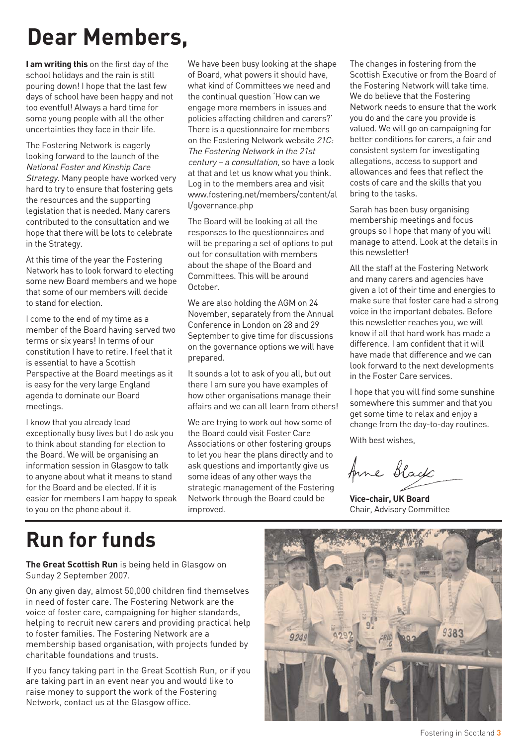# Dear Members,

**I am writing this** on the first day of the school holidays and the rain is still pouring down! I hope that the last few days of school have been happy and not too eventful! Always a hard time for some young people with all the other uncertainties they face in their life.

The Fostering Network is eagerly looking forward to the launch of the *National Foster and Kinship Care Strategy.* Many people have worked very hard to try to ensure that fostering gets the resources and the supporting legislation that is needed. Many carers contributed to the consultation and we hope that there will be lots to celebrate in the Strategy.

At this time of the year the Fostering Network has to look forward to electing some new Board members and we hope that some of our members will decide to stand for election.

I come to the end of my time as a member of the Board having served two terms or six years! In terms of our constitution I have to retire. I feel that it is essential to have a Scottish Perspective at the Board meetings as it is easy for the very large England agenda to dominate our Board meetings.

I know that you already lead exceptionally busy lives but I do ask you to think about standing for election to the Board. We will be organising an information session in Glasgow to talk to anyone about what it means to stand for the Board and be elected. If it is easier for members I am happy to speak to you on the phone about it.

We have been busy looking at the shape of Board, what powers it should have, what kind of Committees we need and the continual question 'How can we engage more members in issues and policies affecting children and carers?' There is a questionnaire for members on the Fostering Network website *21C: The Fostering Network in the 21st century – a consultation,* so have a look at that and let us know what you think. Log in to the members area and visit www.fostering.net/members/content/all/governance.php

The Board will be looking at all the responses to the questionnaires and will be preparing a set of options to put out for consultation with members about the shape of the Board and Committees. This will be around October.

We are also holding the AGM on 24 November, separately from the Annual Conference in London on 28 and 29 September to give time for discussions on the governance options we will have prepared.

It sounds a lot to ask of you all, but out there I am sure you have examples of how other organisations manage their affairs and we can all learn from others!

We are trying to work out how some of the Board could visit Foster Care Associations or other fostering groups to let you hear the plans directly and to ask questions and importantly give us some ideas of any other ways the strategic management of the Fostering Network through the Board could be improved.

The changes in fostering from the Scottish Executive or from the Board of the Fostering Network will take time. We do believe that the Fostering Network needs to ensure that the work you do and the care you provide is valued. We will go on campaigning for better conditions for carers, a fair and consistent system for investigating allegations, access to support and allowances and fees that reflect the costs of care and the skills that you bring to the tasks.

Sarah has been busy organising membership meetings and focus groups so I hope that many of you will manage to attend. Look at the details in this newsletter!

All the staff at the Fostering Network and many carers and agencies have given a lot of their time and energies to make sure that foster care had a strong voice in the important debates. Before this newsletter reaches you, we will know if all that hard work has made a difference. I am confident that it will have made that difference and we can look forward to the next developments in the Foster Care services.

I hope that you will find some sunshine somewhere this summer and that you get some time to relax and enjoy a change from the day-to-day routines.

With best wishes,

Anne Black

**Vice-chair, UK Board**
Chair, Advisory Committee

# Run for funds

**The Great Scottish Run** is being held in Glasgow on Sunday 2 September 2007.

On any given day, almost 50,000 children find themselves in need of foster care. The Fostering Network are the voice of foster care, campaigning for higher standards, helping to recruit new carers and providing practical help to foster families. The Fostering Network are a membership based organisation, with projects funded by charitable foundations and trusts.

If you fancy taking part in the Great Scottish Run, or if you are taking part in an event near you and would like to raise money to support the work of the Fostering Network, contact us at the Glasgow office.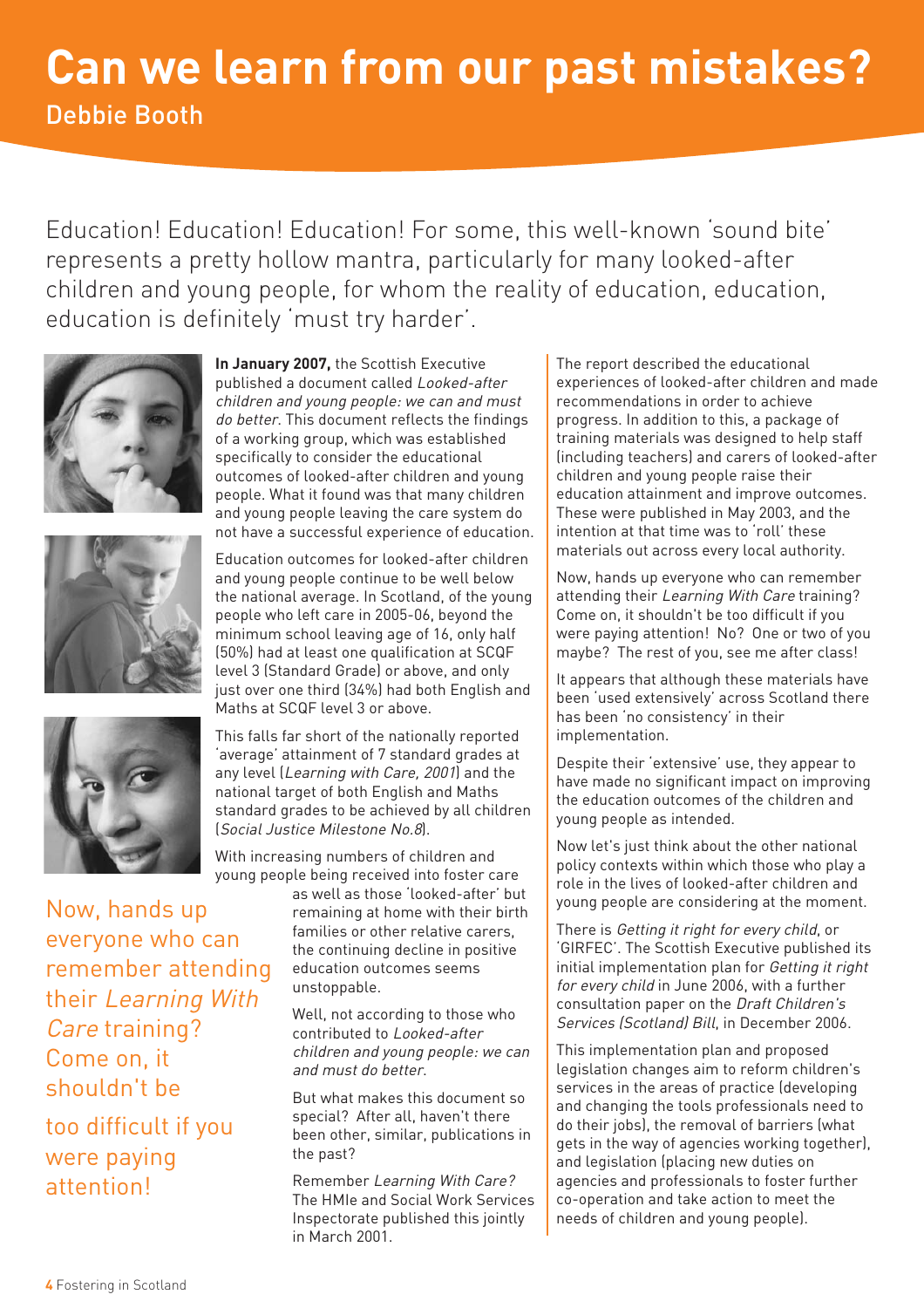# Can we learn from our past mistakes?

Debbie Booth

Education! Education! Education! For some, this well-known 'sound bite' represents a pretty hollow mantra, particularly for many looked-after children and young people, for whom the reality of education, education, education is definitely 'must try harder'.

**In January 2007,** the Scottish Executive published a document called *Looked-after children and young people: we can and must do better*. This document reflects the findings of a working group, which was established specifically to consider the educational outcomes of looked-after children and young people. What it found was that many children and young people leaving the care system do not have a successful experience of education.

Education outcomes for looked-after children and young people continue to be well below the national average. In Scotland, of the young people who left care in 2005-06, beyond the minimum school leaving age of 16, only half (50%) had at least one qualification at SCQF level 3 (Standard Grade) or above, and only just over one third (34%) had both English and Maths at SCQF level 3 or above.

This falls far short of the nationally reported 'average' attainment of 7 standard grades at any level (*Learning with Care, 2001*) and the national target of both English and Maths standard grades to be achieved by all children (*Social Justice Milestone No.8*).

With increasing numbers of children and young people being received into foster care as well as those 'looked-after' but remaining at home with their birth families or other relative carers, the continuing decline in positive education outcomes seems unstoppable.

Well, not according to those who contributed to *Looked-after children and young people: we can and must do better*.

But what makes this document so special? After all, haven't there been other, similar, publications in the past?

Remember *Learning With Care?* The HMIe and Social Work Services Inspectorate published this jointly in March 2001.

> Now, hands up everyone who can remember attending their *Learning With Care* training? Come on, it shouldn't be too difficult if you were paying attention!

The report described the educational experiences of looked-after children and made recommendations in order to achieve progress. In addition to this, a package of training materials was designed to help staff (including teachers) and carers of looked-after children and young people raise their education attainment and improve outcomes. These were published in May 2003, and the intention at that time was to 'roll' these materials out across every local authority.

Now, hands up everyone who can remember attending their *Learning With Care* training? Come on, it shouldn't be too difficult if you were paying attention! No? One or two of you maybe? The rest of you, see me after class!

It appears that although these materials have been 'used extensively' across Scotland there has been 'no consistency' in their implementation.

Despite their 'extensive' use, they appear to have made no significant impact on improving the education outcomes of the children and young people as intended.

Now let's just think about the other national policy contexts within which those who play a role in the lives of looked-after children and young people are considering at the moment.

There is *Getting it right for every child*, or 'GIRFEC'. The Scottish Executive published its initial implementation plan for *Getting it right for every child* in June 2006, with a further consultation paper on the *Draft Children's Services (Scotland) Bill*, in December 2006.

This implementation plan and proposed legislation changes aim to reform children's services in the areas of practice (developing and changing the tools professionals need to do their jobs), the removal of barriers (what gets in the way of agencies working together), and legislation (placing new duties on agencies and professionals to foster further co-operation and take action to meet the needs of children and young people).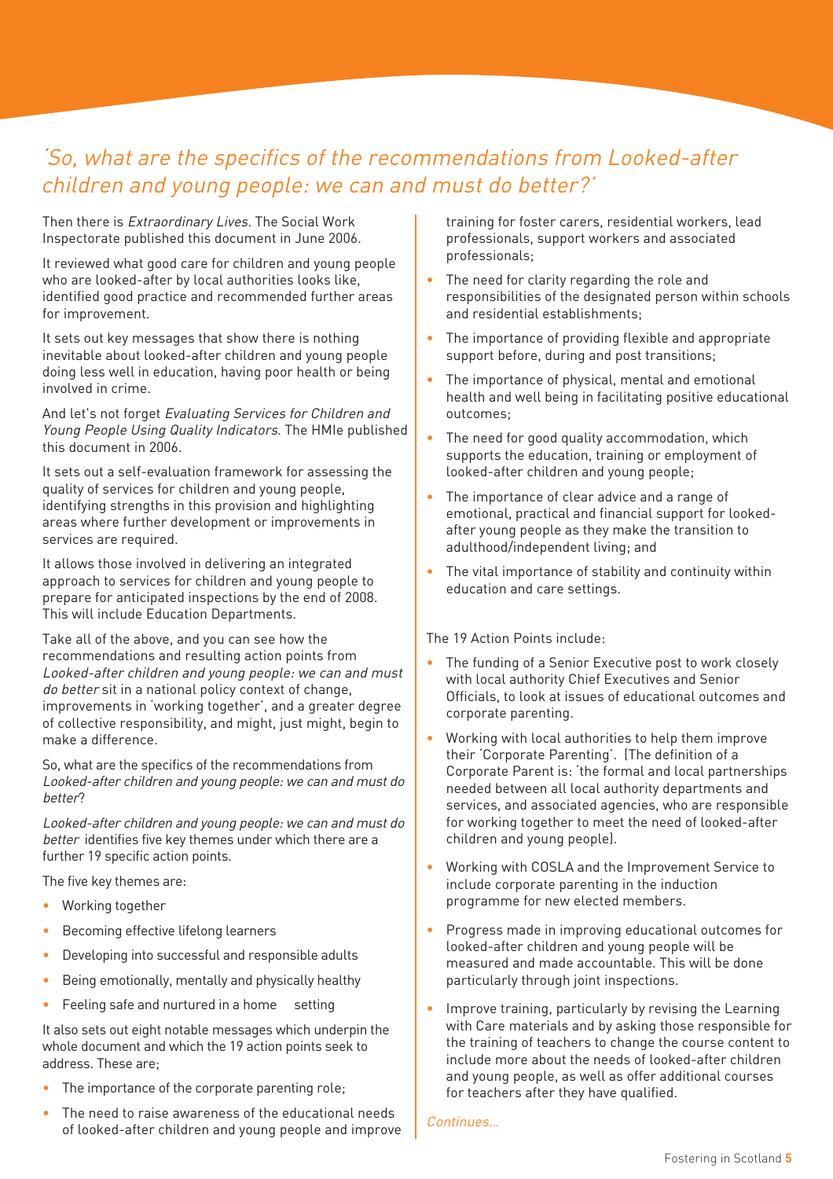## *'So, what are the specifics of the recommendations from Looked-after children and young people: we can and must do better?'*

Then there is *Extraordinary Lives.* The Social Work Inspectorate published this document in June 2006.

It reviewed what good care for children and young people who are looked-after by local authorities looks like, identified good practice and recommended further areas for improvement.

It sets out key messages that show there is nothing inevitable about looked-after children and young people doing less well in education, having poor health or being involved in crime.

And let's not forget *Evaluating Services for Children and Young People Using Quality Indicators.* The HMIe published this document in 2006.

It sets out a self-evaluation framework for assessing the quality of services for children and young people, identifying strengths in this provision and highlighting areas where further development or improvements in services are required.

It allows those involved in delivering an integrated approach to services for children and young people to prepare for anticipated inspections by the end of 2008. This will include Education Departments.

Take all of the above, and you can see how the recommendations and resulting action points from *Looked-after children and young people: we can and must do better* sit in a national policy context of change, improvements in 'working together', and a greater degree of collective responsibility, and might, just might, begin to make a difference.

So, what are the specifics of the recommendations from *Looked-after children and young people: we can and must do better*?

*Looked-after children and young people: we can and must do better* identifies five key themes under which there are a further 19 specific action points.

The five key themes are:

- Working together
- Becoming effective lifelong learners
- Developing into successful and responsible adults
- Being emotionally, mentally and physically healthy
- Feeling safe and nurtured in a home setting

It also sets out eight notable messages which underpin the whole document and which the 19 action points seek to address. These are;

- The importance of the corporate parenting role;
- The need to raise awareness of the educational needs of looked-after children and young people and improve training for foster carers, residential workers, lead professionals, support workers and associated professionals;
- The need for clarity regarding the role and responsibilities of the designated person within schools and residential establishments;
- The importance of providing flexible and appropriate support before, during and post transitions;
- The importance of physical, mental and emotional health and well being in facilitating positive educational outcomes;
- The need for good quality accommodation, which supports the education, training or employment of looked-after children and young people;
- The importance of clear advice and a range of emotional, practical and financial support for looked-after young people as they make the transition to adulthood/independent living; and
- The vital importance of stability and continuity within education and care settings.

The 19 Action Points include:

- The funding of a Senior Executive post to work closely with local authority Chief Executives and Senior Officials, to look at issues of educational outcomes and corporate parenting.
- Working with local authorities to help them improve their 'Corporate Parenting'. (The definition of a Corporate Parent is: 'the formal and local partnerships needed between all local authority departments and services, and associated agencies, who are responsible for working together to meet the need of looked-after children and young people).
- Working with COSLA and the Improvement Service to include corporate parenting in the induction programme for new elected members.
- Progress made in improving educational outcomes for looked-after children and young people will be measured and made accountable. This will be done particularly through joint inspections.
- Improve training, particularly by revising the Learning with Care materials and by asking those responsible for the training of teachers to change the course content to include more about the needs of looked-after children and young people, as well as offer additional courses for teachers after they have qualified.

*Continues...*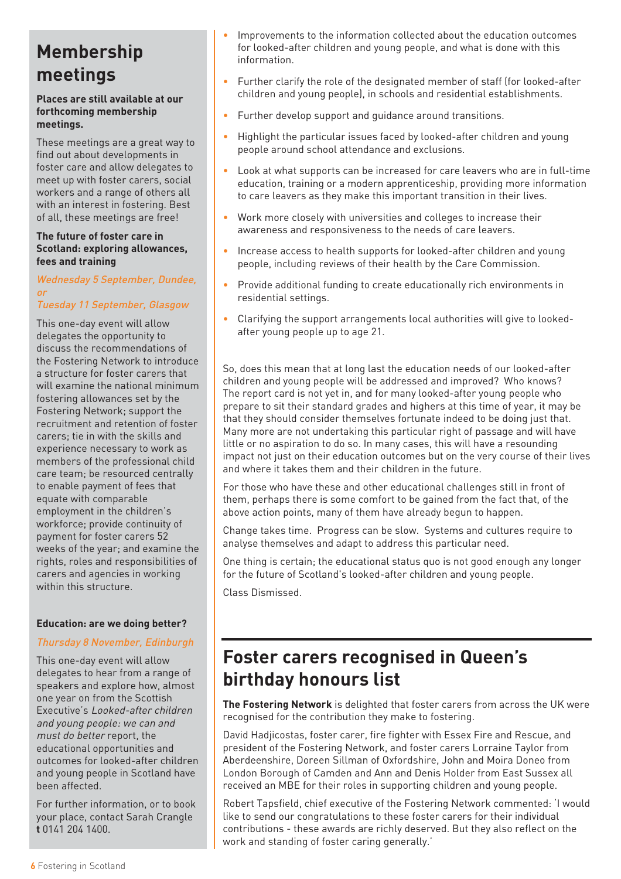## Membership meetings

**Places are still available at our forthcoming membership meetings.**

These meetings are a great way to find out about developments in foster care and allow delegates to meet up with foster carers, social workers and a range of others all with an interest in fostering. Best of all, these meetings are free!

**The future of foster care in Scotland: exploring allowances, fees and training**

*Wednesday 5 September, Dundee, or*
*Tuesday 11 September, Glasgow*

This one-day event will allow delegates the opportunity to discuss the recommendations of the Fostering Network to introduce a structure for foster carers that will examine the national minimum fostering allowances set by the Fostering Network; support the recruitment and retention of foster carers; tie in with the skills and experience necessary to work as members of the professional child care team; be resourced centrally to enable payment of fees that equate with comparable employment in the children's workforce; provide continuity of payment for foster carers 52 weeks of the year; and examine the rights, roles and responsibilities of carers and agencies in working within this structure.

**Education: are we doing better?**

*Thursday 8 November, Edinburgh*

This one-day event will allow delegates to hear from a range of speakers and explore how, almost one year on from the Scottish Executive's *Looked-after children and young people: we can and must do better* report, the educational opportunities and outcomes for looked-after children and young people in Scotland have been affected.

For further information, or to book your place, contact Sarah Crangle **t** 0141 204 1400.

- Improvements to the information collected about the education outcomes for looked-after children and young people, and what is done with this information.
- Further clarify the role of the designated member of staff (for looked-after children and young people), in schools and residential establishments.
- Further develop support and guidance around transitions.
- Highlight the particular issues faced by looked-after children and young people around school attendance and exclusions.
- Look at what supports can be increased for care leavers who are in full-time education, training or a modern apprenticeship, providing more information to care leavers as they make this important transition in their lives.
- Work more closely with universities and colleges to increase their awareness and responsiveness to the needs of care leavers.
- Increase access to health supports for looked-after children and young people, including reviews of their health by the Care Commission.
- Provide additional funding to create educationally rich environments in residential settings.
- Clarifying the support arrangements local authorities will give to looked-after young people up to age 21.

So, does this mean that at long last the education needs of our looked-after children and young people will be addressed and improved? Who knows? The report card is not yet in, and for many looked-after young people who prepare to sit their standard grades and highers at this time of year, it may be that they should consider themselves fortunate indeed to be doing just that. Many more are not undertaking this particular right of passage and will have little or no aspiration to do so. In many cases, this will have a resounding impact not just on their education outcomes but on the very course of their lives and where it takes them and their children in the future.

For those who have these and other educational challenges still in front of them, perhaps there is some comfort to be gained from the fact that, of the above action points, many of them have already begun to happen.

Change takes time. Progress can be slow. Systems and cultures require to analyse themselves and adapt to address this particular need.

One thing is certain; the educational status quo is not good enough any longer for the future of Scotland's looked-after children and young people.

Class Dismissed.

## Foster carers recognised in Queen's birthday honours list

**The Fostering Network** is delighted that foster carers from across the UK were recognised for the contribution they make to fostering.

David Hadjicostas, foster carer, fire fighter with Essex Fire and Rescue, and president of the Fostering Network, and foster carers Lorraine Taylor from Aberdeenshire, Doreen Sillman of Oxfordshire, John and Moira Doneo from London Borough of Camden and Ann and Denis Holder from East Sussex all received an MBE for their roles in supporting children and young people.

Robert Tapsfield, chief executive of the Fostering Network commented: 'I would like to send our congratulations to these foster carers for their individual contributions - these awards are richly deserved. But they also reflect on the work and standing of foster caring generally.'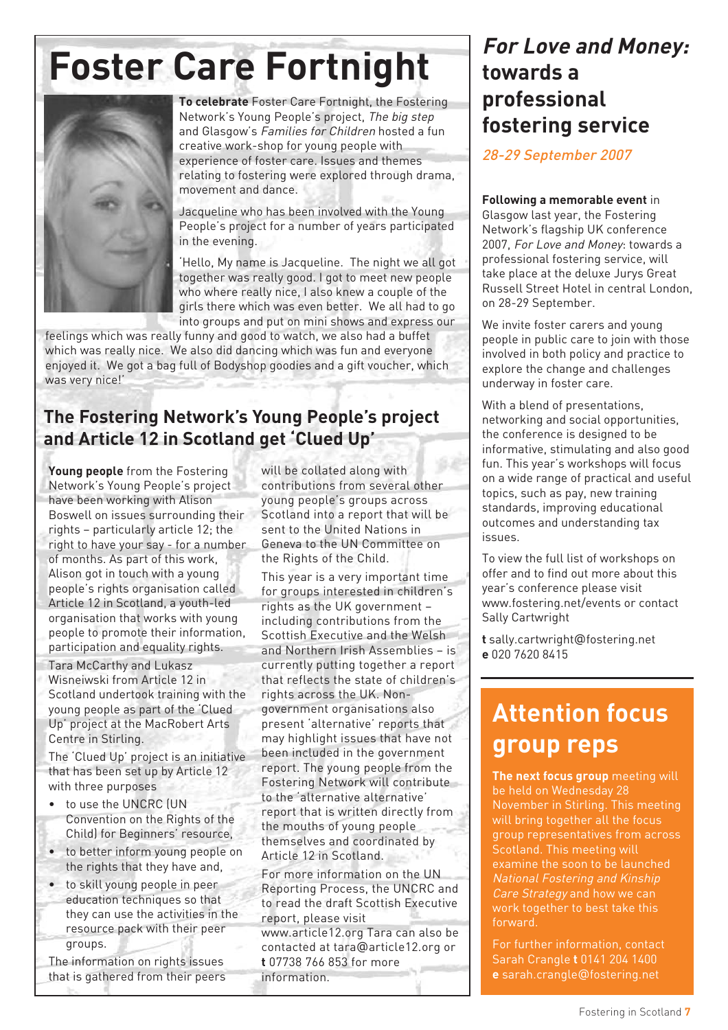# Foster Care Fortnight

**To celebrate** Foster Care Fortnight, the Fostering Network's Young People's project, *The big step* and Glasgow's *Families for Children* hosted a fun creative work-shop for young people with experience of foster care. Issues and themes relating to fostering were explored through drama, movement and dance.

Jacqueline who has been involved with the Young People's project for a number of years participated in the evening.

'Hello, My name is Jacqueline. The night we all got together was really good. I got to meet new people who where really nice, I also knew a couple of the girls there which was even better. We all had to go into groups and put on mini shows and express our feelings which was really funny and good to watch, we also had a buffet which was really nice. We also did dancing which was fun and everyone enjoyed it. We got a bag full of Bodyshop goodies and a gift voucher, which was very nice!'

## The Fostering Network's Young People's project and Article 12 in Scotland get 'Clued Up'

**Young people** from the Fostering Network's Young People's project have been working with Alison Boswell on issues surrounding their rights – particularly article 12; the right to have your say - for a number of months. As part of this work, Alison got in touch with a young people's rights organisation called Article 12 in Scotland, a youth-led organisation that works with young people to promote their information, participation and equality rights.

Tara McCarthy and Lukasz Wisneiwski from Article 12 in Scotland undertook training with the young people as part of the 'Clued Up' project at the MacRobert Arts Centre in Stirling.

The 'Clued Up' project is an initiative that has been set up by Article 12 with three purposes

- to use the UNCRC (UN Convention on the Rights of the Child) for Beginners' resource,
- to better inform young people on the rights that they have and,
- to skill young people in peer education techniques so that they can use the activities in the resource pack with their peer groups.

The information on rights issues that is gathered from their peers will be collated along with contributions from several other young people's groups across Scotland into a report that will be sent to the United Nations in Geneva to the UN Committee on the Rights of the Child.

This year is a very important time for groups interested in children's rights as the UK government – including contributions from the Scottish Executive and the Welsh and Northern Irish Assemblies – is currently putting together a report that reflects the state of children's rights across the UK. Non-government organisations also present 'alternative' reports that may highlight issues that have not been included in the government report. The young people from the Fostering Network will contribute to the 'alternative alternative' report that is written directly from the mouths of young people themselves and coordinated by Article 12 in Scotland.

For more information on the UN Reporting Process, the UNCRC and to read the draft Scottish Executive report, please visit www.article12.org Tara can also be contacted at tara@article12.org or **t** 07738 766 853 for more information.

## *For Love and Money:* towards a professional fostering service

*28-29 September 2007*

**Following a memorable event** in Glasgow last year, the Fostering Network's flagship UK conference 2007, *For Love and Money*: towards a professional fostering service, will take place at the deluxe Jurys Great Russell Street Hotel in central London, on 28-29 September.

We invite foster carers and young people in public care to join with those involved in both policy and practice to explore the change and challenges underway in foster care.

With a blend of presentations, networking and social opportunities, the conference is designed to be informative, stimulating and also good fun. This year's workshops will focus on a wide range of practical and useful topics, such as pay, new training standards, improving educational outcomes and understanding tax issues.

To view the full list of workshops on offer and to find out more about this year's conference please visit www.fostering.net/events or contact Sally Cartwright

**t** sally.cartwright@fostering.net
**e** 020 7620 8415

## Attention focus group reps

**The next focus group** meeting will be held on Wednesday 28 November in Stirling. This meeting will bring together all the focus group representatives from across Scotland. This meeting will examine the soon to be launched *National Fostering and Kinship Care Strategy* and how we can work together to best take this forward.

For further information, contact Sarah Crangle **t** 0141 204 1400 **e** sarah.crangle@fostering.net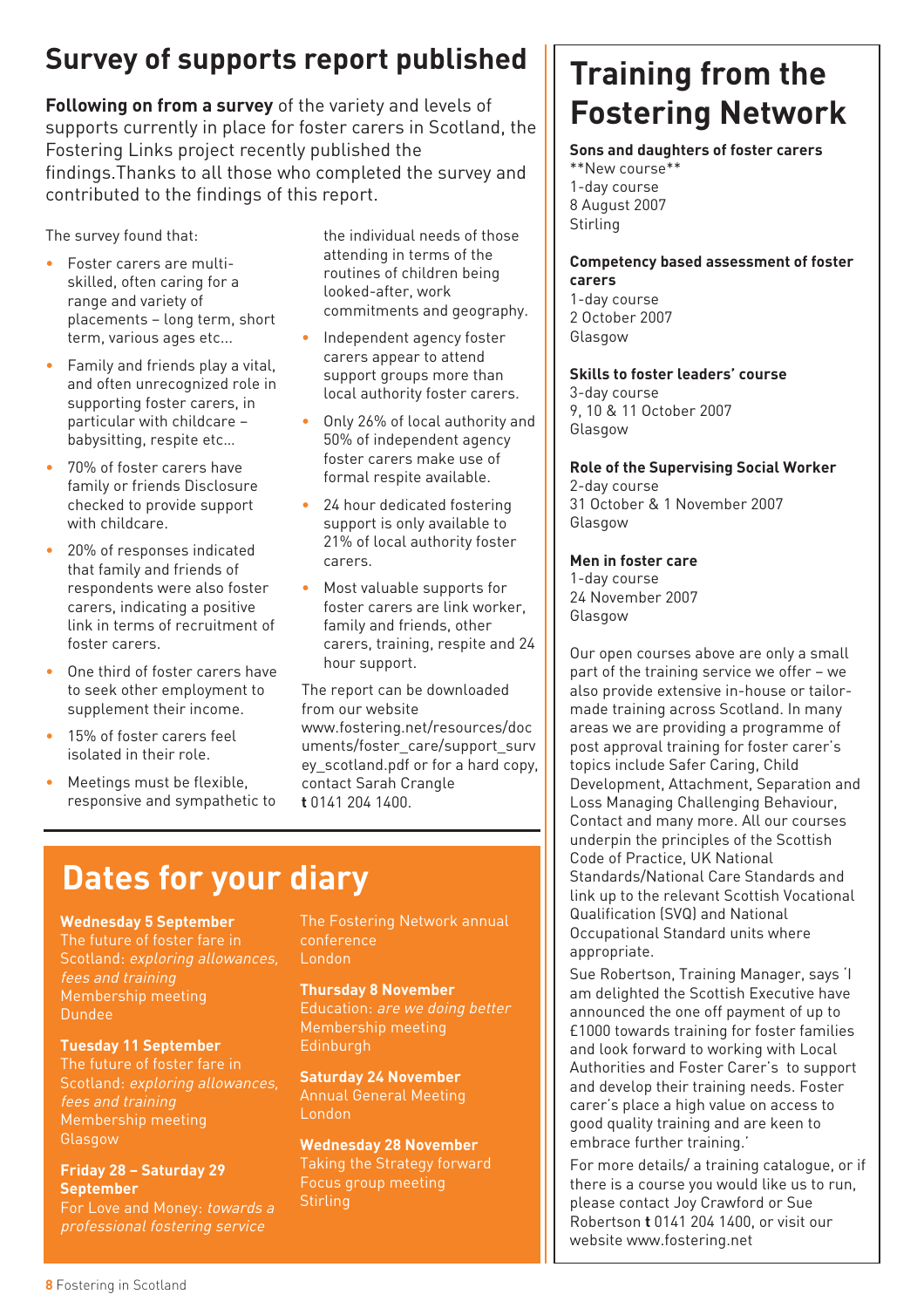## Survey of supports report published

**Following on from a survey** of the variety and levels of supports currently in place for foster carers in Scotland, the Fostering Links project recently published the findings.Thanks to all those who completed the survey and contributed to the findings of this report.

The survey found that:

- Foster carers are multi-skilled, often caring for a range and variety of placements – long term, short term, various ages etc...
- Family and friends play a vital, and often unrecognized role in supporting foster carers, in particular with childcare – babysitting, respite etc...
- 70% of foster carers have family or friends Disclosure checked to provide support with childcare.
- 20% of responses indicated that family and friends of respondents were also foster carers, indicating a positive link in terms of recruitment of foster carers.
- One third of foster carers have to seek other employment to supplement their income.
- 15% of foster carers feel isolated in their role.
- Meetings must be flexible, responsive and sympathetic to the individual needs of those attending in terms of the routines of children being looked-after, work commitments and geography.
- Independent agency foster carers appear to attend support groups more than local authority foster carers.
- Only 26% of local authority and 50% of independent agency foster carers make use of formal respite available.
- 24 hour dedicated fostering support is only available to 21% of local authority foster carers.
- Most valuable supports for foster carers are link worker, family and friends, other carers, training, respite and 24 hour support.

The report can be downloaded from our website www.fostering.net/resources/documents/foster_care/support_survey_scotland.pdf or for a hard copy, contact Sarah Crangle **t** 0141 204 1400.

## Dates for your diary

**Wednesday 5 September**
The future of foster fare in Scotland: *exploring allowances, fees and training*
Membership meeting
Dundee

**Tuesday 11 September**
The future of foster fare in Scotland: *exploring allowances, fees and training*
Membership meeting
Glasgow

**Friday 28 – Saturday 29 September**
For Love and Money: *towards a professional fostering service*
The Fostering Network annual conference
London

**Thursday 8 November**
Education: *are we doing better*
Membership meeting
Edinburgh

**Saturday 24 November**
Annual General Meeting
London

**Wednesday 28 November**
Taking the Strategy forward
Focus group meeting
Stirling

## Training from the Fostering Network

**Sons and daughters of foster carers**
**New course**
1-day course
8 August 2007
Stirling

**Competency based assessment of foster carers**
1-day course
2 October 2007
Glasgow

**Skills to foster leaders' course**
3-day course
9, 10 & 11 October 2007
Glasgow

**Role of the Supervising Social Worker**
2-day course
31 October & 1 November 2007
Glasgow

**Men in foster care**
1-day course
24 November 2007
Glasgow

Our open courses above are only a small part of the training service we offer – we also provide extensive in-house or tailor-made training across Scotland. In many areas we are providing a programme of post approval training for foster carer's topics include Safer Caring, Child Development, Attachment, Separation and Loss Managing Challenging Behaviour, Contact and many more. All our courses underpin the principles of the Scottish Code of Practice, UK National Standards/National Care Standards and link up to the relevant Scottish Vocational Qualification (SVQ) and National Occupational Standard units where appropriate.

Sue Robertson, Training Manager, says 'I am delighted the Scottish Executive have announced the one off payment of up to £1000 towards training for foster families and look forward to working with Local Authorities and Foster Carer's to support and develop their training needs. Foster carer's place a high value on access to good quality training and are keen to embrace further training.'

For more details/ a training catalogue, or if there is a course you would like us to run, please contact Joy Crawford or Sue Robertson **t** 0141 204 1400, or visit our website www.fostering.net